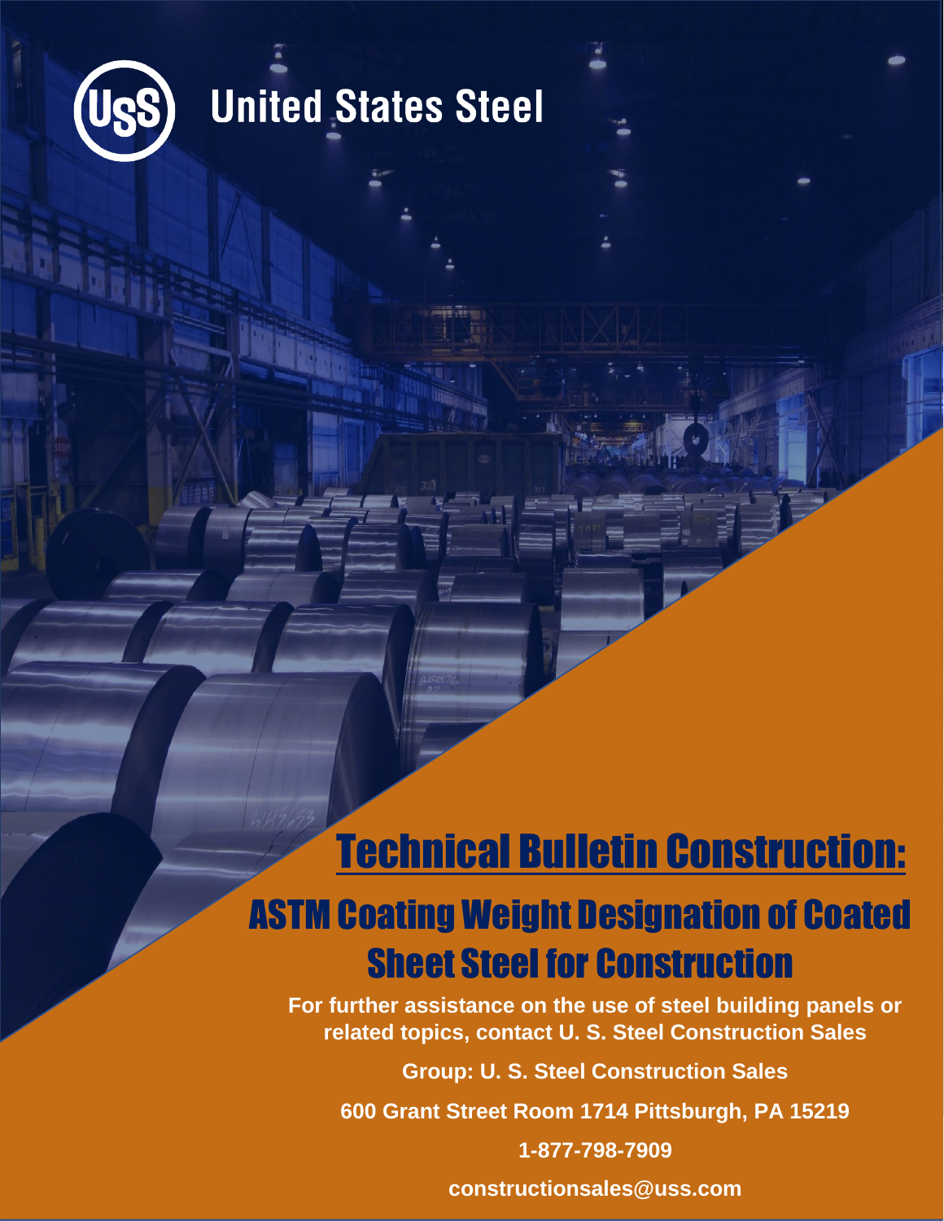United States Steel

# Technical Bulletin Construction:

## ASTM Coating Weight Designation of Coated Sheet Steel for Construction

**For further assistance on the use of steel building panels or related topics, contact U. S. Steel Construction Sales**

**Group: U. S. Steel Construction Sales**

**600 Grant Street Room 1714 Pittsburgh, PA 15219**

**1-877-798-7909**

**constructionsales@uss.com**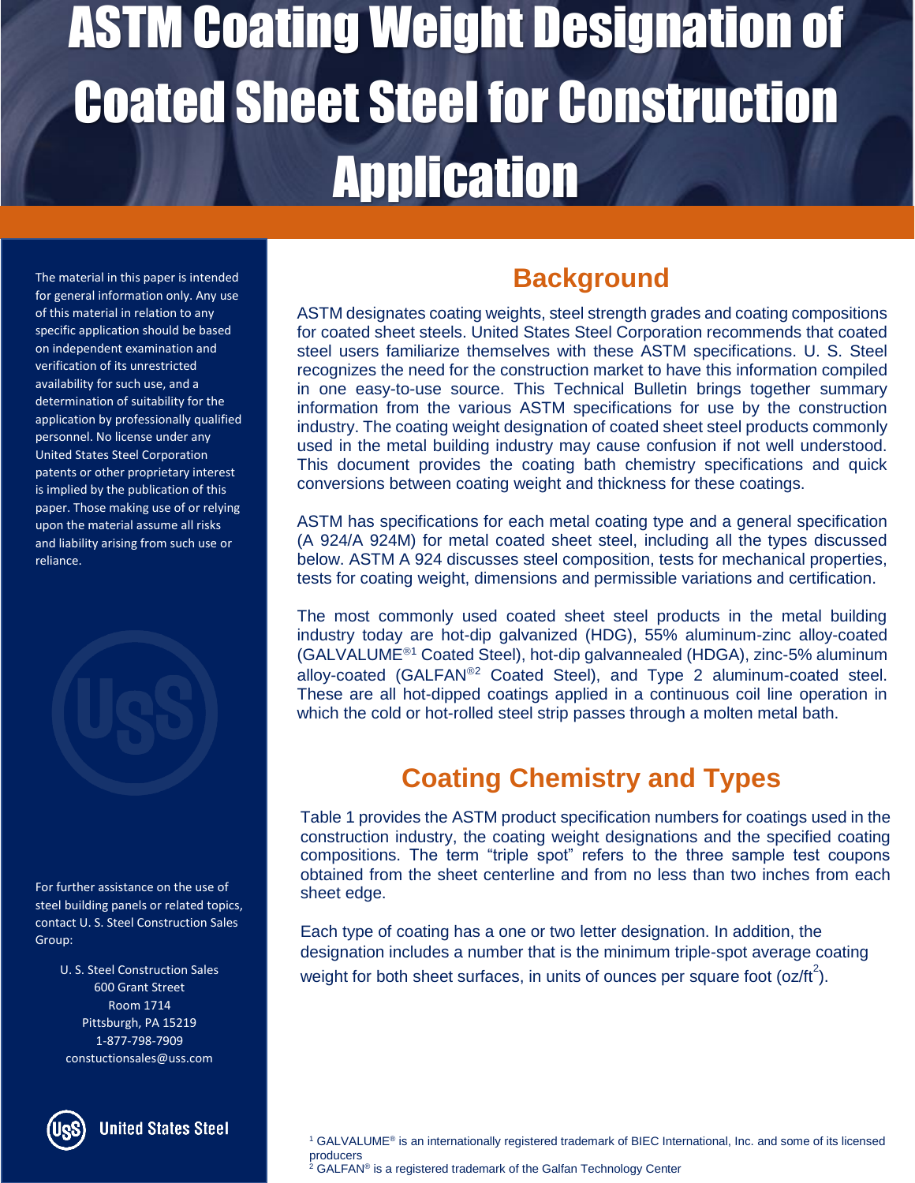# ASTM Coating Weight Designation of Coated Sheet Steel for Construction Application

The material in this paper is intended for general information only. Any use of this material in relation to any specific application should be based on independent examination and verification of its unrestricted availability for such use, and a determination of suitability for the application by professionally qualified personnel. No license under any United States Steel Corporation patents or other proprietary interest is implied by the publication of this paper. Those making use of or relying upon the material assume all risks and liability arising from such use or reliance.

For further assistance on the use of steel building panels or related topics, contact U. S. Steel Construction Sales Group:

U. S. Steel Construction Sales
600 Grant Street
Room 1714
Pittsburgh, PA 15219
1-877-798-7909
constuctionsales@uss.com

United States Steel

## Background

ASTM designates coating weights, steel strength grades and coating compositions for coated sheet steels. United States Steel Corporation recommends that coated steel users familiarize themselves with these ASTM specifications. U. S. Steel recognizes the need for the construction market to have this information compiled in one easy-to-use source. This Technical Bulletin brings together summary information from the various ASTM specifications for use by the construction industry. The coating weight designation of coated sheet steel products commonly used in the metal building industry may cause confusion if not well understood. This document provides the coating bath chemistry specifications and quick conversions between coating weight and thickness for these coatings.

ASTM has specifications for each metal coating type and a general specification (A 924/A 924M) for metal coated sheet steel, including all the types discussed below. ASTM A 924 discusses steel composition, tests for mechanical properties, tests for coating weight, dimensions and permissible variations and certification.

The most commonly used coated sheet steel products in the metal building industry today are hot-dip galvanized (HDG), 55% aluminum-zinc alloy-coated (GALVALUME®[1] Coated Steel), hot-dip galvannealed (HDGA), zinc-5% aluminum alloy-coated (GALFAN®[2] Coated Steel), and Type 2 aluminum-coated steel. These are all hot-dipped coatings applied in a continuous coil line operation in which the cold or hot-rolled steel strip passes through a molten metal bath.

## Coating Chemistry and Types

Table 1 provides the ASTM product specification numbers for coatings used in the construction industry, the coating weight designations and the specified coating compositions. The term "triple spot" refers to the three sample test coupons obtained from the sheet centerline and from no less than two inches from each sheet edge.

Each type of coating has a one or two letter designation. In addition, the designation includes a number that is the minimum triple-spot average coating weight for both sheet surfaces, in units of ounces per square foot ($oz/ft^2$).

[1] GALVALUME® is an internationally registered trademark of BIEC International, Inc. and some of its licensed producers
[2] GALFAN® is a registered trademark of the Galfan Technology Center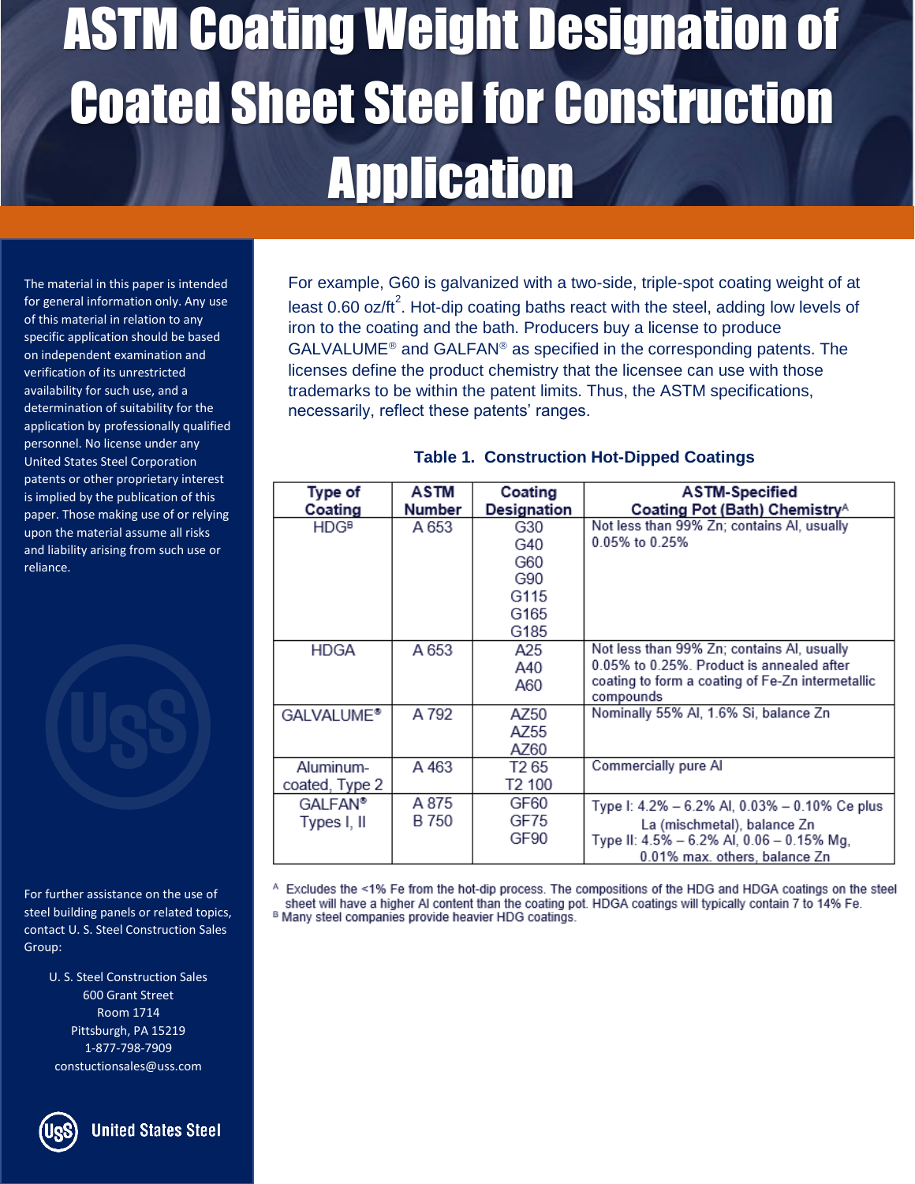# ASTM Coating Weight Designation of Coated Sheet Steel for Construction Application

The material in this paper is intended for general information only. Any use of this material in relation to any specific application should be based on independent examination and verification of its unrestricted availability for such use, and a determination of suitability for the application by professionally qualified personnel. No license under any United States Steel Corporation patents or other proprietary interest is implied by the publication of this paper. Those making use of or relying upon the material assume all risks and liability arising from such use or reliance.

For example, G60 is galvanized with a two-side, triple-spot coating weight of at least 0.60 oz/ft$^2$. Hot-dip coating baths react with the steel, adding low levels of iron to the coating and the bath. Producers buy a license to produce GALVALUME® and GALFAN® as specified in the corresponding patents. The licenses define the product chemistry that the licensee can use with those trademarks to be within the patent limits. Thus, the ASTM specifications, necessarily, reflect these patents' ranges.

**Table 1. Construction Hot-Dipped Coatings**

| Type of Coating | ASTM Number | Coating Designation | ASTM-Specified Coating Pot (Bath) Chemistry[A] |
|---|---|---|---|
| HDG[B] | A 653 | G30<br>G40<br>G60<br>G90<br>G115<br>G165<br>G185 | Not less than 99% Zn; contains Al, usually 0.05% to 0.25% |
| HDGA | A 653 | A25<br>A40<br>A60 | Not less than 99% Zn; contains Al, usually 0.05% to 0.25%. Product is annealed after coating to form a coating of Fe-Zn intermetallic compounds |
| GALVALUME® | A 792 | AZ50<br>AZ55<br>AZ60 | Nominally 55% Al, 1.6% Si, balance Zn |
| Aluminum-coated, Type 2 | A 463 | T2 65<br>T2 100 | Commercially pure Al |
| GALFAN® Types I, II | A 875<br>B 750 | GF60<br>GF75<br>GF90 | Type I: 4.2% – 6.2% Al, 0.03% – 0.10% Ce plus La (mischmetal), balance Zn<br>Type II: 4.5% – 6.2% Al, 0.06 – 0.15% Mg, 0.01% max. others, balance Zn |

[A] Excludes the <1% Fe from the hot-dip process. The compositions of the HDG and HDGA coatings on the steel sheet will have a higher Al content than the coating pot. HDGA coatings will typically contain 7 to 14% Fe.
[B] Many steel companies provide heavier HDG coatings.

For further assistance on the use of steel building panels or related topics, contact U. S. Steel Construction Sales Group:

U. S. Steel Construction Sales
600 Grant Street
Room 1714
Pittsburgh, PA 15219
1-877-798-7909
constuctionsales@uss.com

United States Steel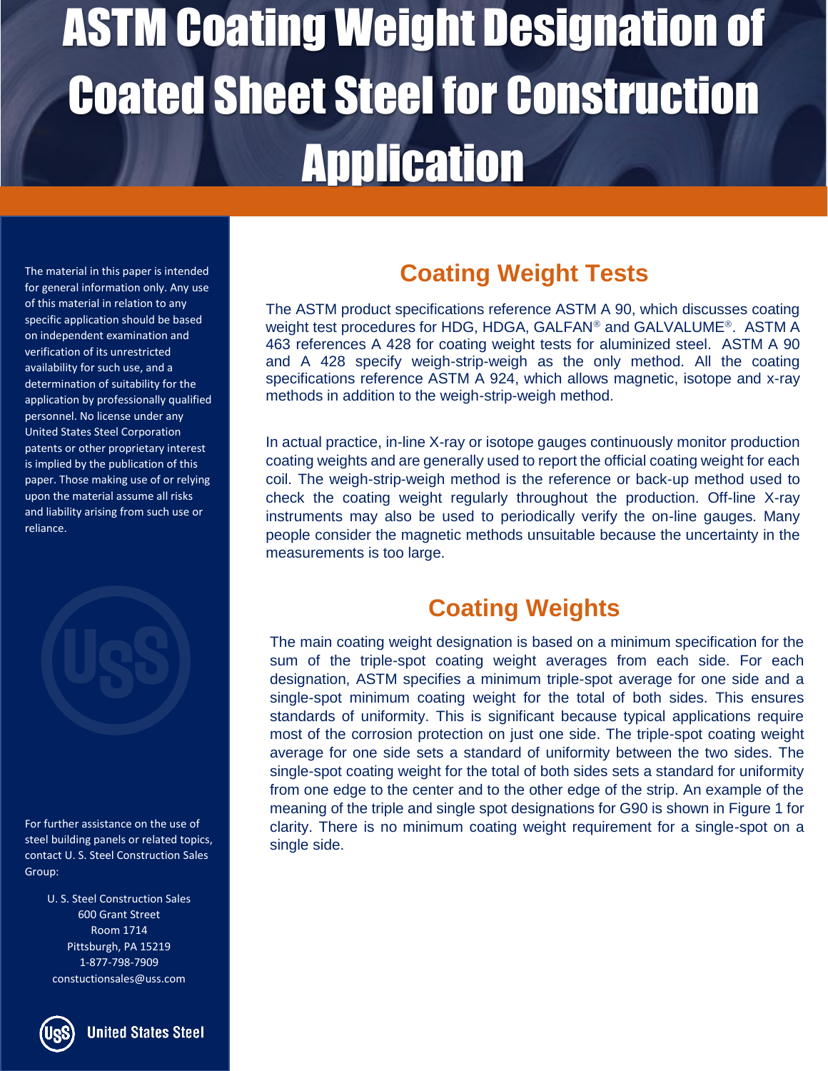# ASTM Coating Weight Designation of Coated Sheet Steel for Construction Application

The material in this paper is intended for general information only. Any use of this material in relation to any specific application should be based on independent examination and verification of its unrestricted availability for such use, and a determination of suitability for the application by professionally qualified personnel. No license under any United States Steel Corporation patents or other proprietary interest is implied by the publication of this paper. Those making use of or relying upon the material assume all risks and liability arising from such use or reliance.

For further assistance on the use of steel building panels or related topics, contact U. S. Steel Construction Sales Group:

U. S. Steel Construction Sales
600 Grant Street
Room 1714
Pittsburgh, PA 15219
1-877-798-7909
constuctionsales@uss.com

## Coating Weight Tests

The ASTM product specifications reference ASTM A 90, which discusses coating weight test procedures for HDG, HDGA, GALFAN® and GALVALUME®. ASTM A 463 references A 428 for coating weight tests for aluminized steel. ASTM A 90 and A 428 specify weigh-strip-weigh as the only method. All the coating specifications reference ASTM A 924, which allows magnetic, isotope and x-ray methods in addition to the weigh-strip-weigh method.

In actual practice, in-line X-ray or isotope gauges continuously monitor production coating weights and are generally used to report the official coating weight for each coil. The weigh-strip-weigh method is the reference or back-up method used to check the coating weight regularly throughout the production. Off-line X-ray instruments may also be used to periodically verify the on-line gauges. Many people consider the magnetic methods unsuitable because the uncertainty in the measurements is too large.

## Coating Weights

The main coating weight designation is based on a minimum specification for the sum of the triple-spot coating weight averages from each side. For each designation, ASTM specifies a minimum triple-spot average for one side and a single-spot minimum coating weight for the total of both sides. This ensures standards of uniformity. This is significant because typical applications require most of the corrosion protection on just one side. The triple-spot coating weight average for one side sets a standard of uniformity between the two sides. The single-spot coating weight for the total of both sides sets a standard for uniformity from one edge to the center and to the other edge of the strip. An example of the meaning of the triple and single spot designations for G90 is shown in Figure 1 for clarity. There is no minimum coating weight requirement for a single-spot on a single side.

United States Steel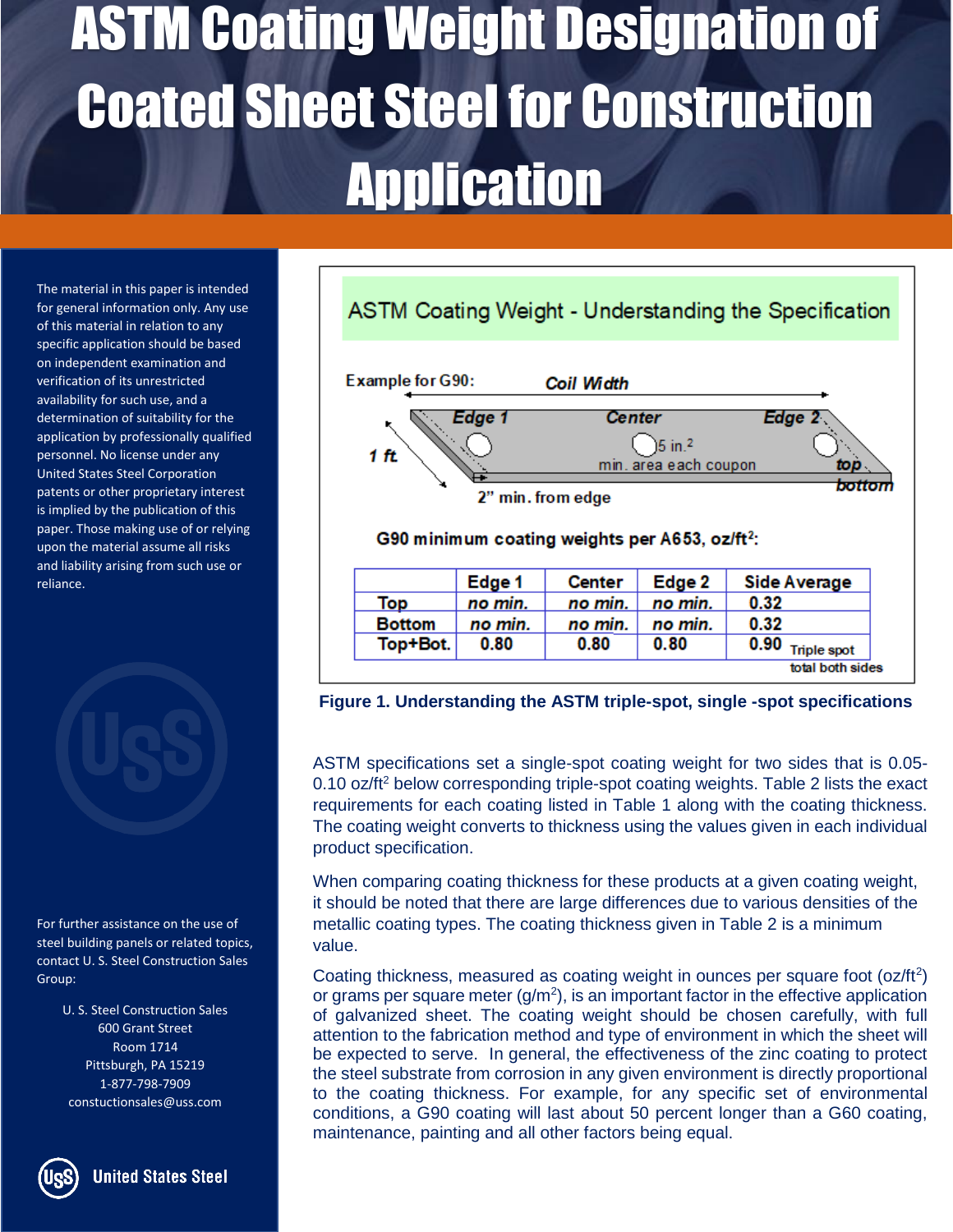# ASTM Coating Weight Designation of Coated Sheet Steel for Construction Application

The material in this paper is intended for general information only. Any use of this material in relation to any specific application should be based on independent examination and verification of its unrestricted availability for such use, and a determination of suitability for the application by professionally qualified personnel. No license under any United States Steel Corporation patents or other proprietary interest is implied by the publication of this paper. Those making use of or relying upon the material assume all risks and liability arising from such use or reliance.

For further assistance on the use of steel building panels or related topics, contact U. S. Steel Construction Sales Group:

U. S. Steel Construction Sales
600 Grant Street
Room 1714
Pittsburgh, PA 15219
1-877-798-7909
constuctionsales@uss.com

United States Steel

**ASTM Coating Weight - Understanding the Specification**

Example for G90: Coil Width

Edge 1 — Center — Edge 2

1 ft

5 in.$^2$ min. area each coupon

2" min. from edge

top / bottom

G90 minimum coating weights per A653, oz/ft$^2$:

| | Edge 1 | Center | Edge 2 | Side Average |
|---|---|---|---|---|
| Top | *no min.* | *no min.* | *no min.* | 0.32 |
| Bottom | *no min.* | *no min.* | *no min.* | 0.32 |
| Top+Bot. | 0.80 | 0.80 | 0.80 | 0.90 Triple spot total both sides |

**Figure 1. Understanding the ASTM triple-spot, single -spot specifications**

ASTM specifications set a single-spot coating weight for two sides that is 0.05-0.10 oz/ft$^2$ below corresponding triple-spot coating weights. Table 2 lists the exact requirements for each coating listed in Table 1 along with the coating thickness. The coating weight converts to thickness using the values given in each individual product specification.

When comparing coating thickness for these products at a given coating weight, it should be noted that there are large differences due to various densities of the metallic coating types. The coating thickness given in Table 2 is a minimum value.

Coating thickness, measured as coating weight in ounces per square foot (oz/ft$^2$) or grams per square meter (g/m$^2$), is an important factor in the effective application of galvanized sheet. The coating weight should be chosen carefully, with full attention to the fabrication method and type of environment in which the sheet will be expected to serve. In general, the effectiveness of the zinc coating to protect the steel substrate from corrosion in any given environment is directly proportional to the coating thickness. For example, for any specific set of environmental conditions, a G90 coating will last about 50 percent longer than a G60 coating, maintenance, painting and all other factors being equal.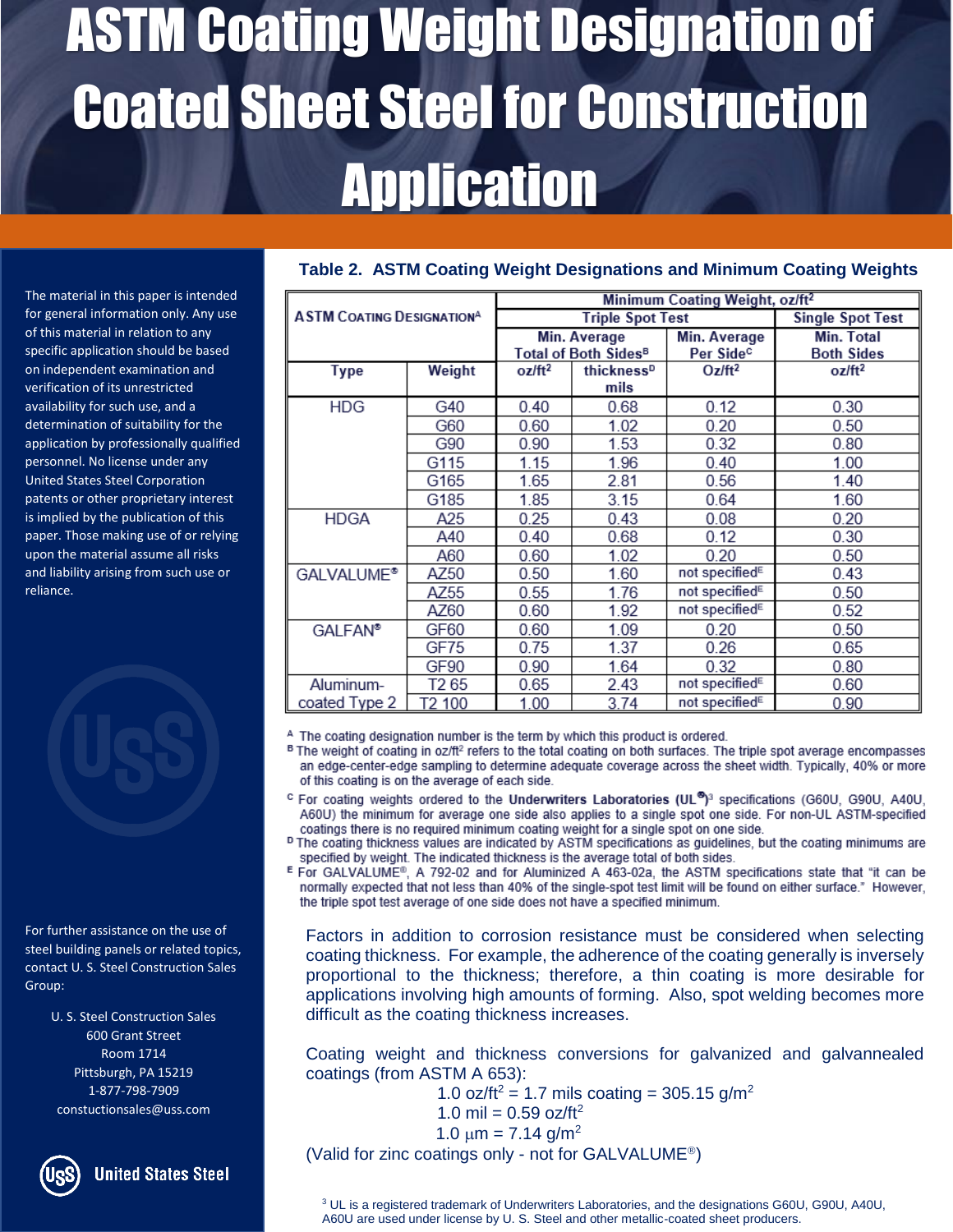# ASTM Coating Weight Designation of Coated Sheet Steel for Construction Application

The material in this paper is intended for general information only. Any use of this material in relation to any specific application should be based on independent examination and verification of its unrestricted availability for such use, and a determination of suitability for the application by professionally qualified personnel. No license under any United States Steel Corporation patents or other proprietary interest is implied by the publication of this paper. Those making use of or relying upon the material assume all risks and liability arising from such use or reliance.

**Table 2. ASTM Coating Weight Designations and Minimum Coating Weights**

| ASTM Coating Designation[A] | | Minimum Coating Weight, oz/ft² | | | |
|---|---|---|---|---|---|
| | | Triple Spot Test | | | Single Spot Test |
| | | Min. Average Total of Both Sides[B] | | Min. Average Per Side[C] | Min. Total Both Sides |
| Type | Weight | oz/ft² | thickness[D] mils | Oz/ft² | oz/ft² |
| HDG | G40 | 0.40 | 0.68 | 0.12 | 0.30 |
| | G60 | 0.60 | 1.02 | 0.20 | 0.50 |
| | G90 | 0.90 | 1.53 | 0.32 | 0.80 |
| | G115 | 1.15 | 1.96 | 0.40 | 1.00 |
| | G165 | 1.65 | 2.81 | 0.56 | 1.40 |
| | G185 | 1.85 | 3.15 | 0.64 | 1.60 |
| HDGA | A25 | 0.25 | 0.43 | 0.08 | 0.20 |
| | A40 | 0.40 | 0.68 | 0.12 | 0.30 |
| | A60 | 0.60 | 1.02 | 0.20 | 0.50 |
| GALVALUME® | AZ50 | 0.50 | 1.60 | not specified[E] | 0.43 |
| | AZ55 | 0.55 | 1.76 | not specified[E] | 0.50 |
| | AZ60 | 0.60 | 1.92 | not specified[E] | 0.52 |
| GALFAN® | GF60 | 0.60 | 1.09 | 0.20 | 0.50 |
| | GF75 | 0.75 | 1.37 | 0.26 | 0.65 |
| | GF90 | 0.90 | 1.64 | 0.32 | 0.80 |
| Aluminum-coated Type 2 | T2 65 | 0.65 | 2.43 | not specified[E] | 0.60 |
| | T2 100 | 1.00 | 3.74 | not specified[E] | 0.90 |

[A] The coating designation number is the term by which this product is ordered.

[B] The weight of coating in oz/ft² refers to the total coating on both surfaces. The triple spot average encompasses an edge-center-edge sampling to determine adequate coverage across the sheet width. Typically, 40% or more of this coating is on the average of each side.

[C] For coating weights ordered to the **Underwriters Laboratories (UL®)**[3] specifications (G60U, G90U, A40U, A60U) the minimum for average one side also applies to a single spot one side. For non-UL ASTM-specified coatings there is no required minimum coating weight for a single spot on one side.

[D] The coating thickness values are indicated by ASTM specifications as guidelines, but the coating minimums are specified by weight. The indicated thickness is the average total of both sides.

[E] For GALVALUME®, A 792-02 and for Aluminized A 463-02a, the ASTM specifications state that "it can be normally expected that not less than 40% of the single-spot test limit will be found on either surface." However, the triple spot test average of one side does not have a specified minimum.

Factors in addition to corrosion resistance must be considered when selecting coating thickness. For example, the adherence of the coating generally is inversely proportional to the thickness; therefore, a thin coating is more desirable for applications involving high amounts of forming. Also, spot welding becomes more difficult as the coating thickness increases.

Coating weight and thickness conversions for galvanized and galvannealed coatings (from ASTM A 653):

$1.0 \text{ oz/ft}^2 = 1.7 \text{ mils coating} = 305.15 \text{ g/m}^2$

$1.0 \text{ mil} = 0.59 \text{ oz/ft}^2$

$1.0\ \mu\text{m} = 7.14 \text{ g/m}^2$

(Valid for zinc coatings only - not for GALVALUME®)

For further assistance on the use of steel building panels or related topics, contact U. S. Steel Construction Sales Group:

U. S. Steel Construction Sales
600 Grant Street
Room 1714
Pittsburgh, PA 15219
1-877-798-7909
constuctionsales@uss.com

United States Steel

[3] UL is a registered trademark of Underwriters Laboratories, and the designations G60U, G90U, A40U, A60U are used under license by U. S. Steel and other metallic-coated sheet producers.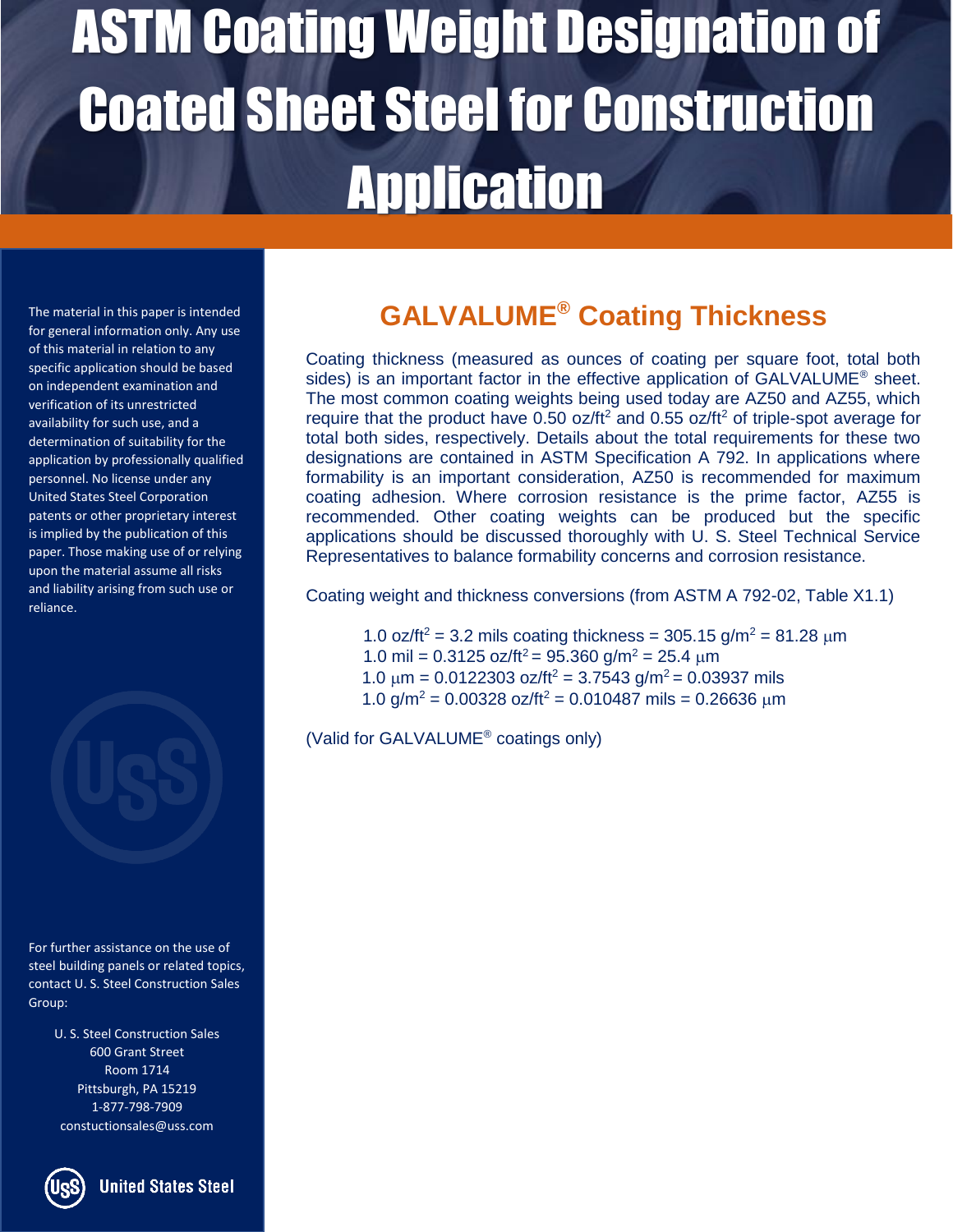# ASTM Coating Weight Designation of Coated Sheet Steel for Construction Application

## GALVALUME® Coating Thickness

Coating thickness (measured as ounces of coating per square foot, total both sides) is an important factor in the effective application of GALVALUME® sheet. The most common coating weights being used today are AZ50 and AZ55, which require that the product have 0.50 $oz/ft^2$ and 0.55 $oz/ft^2$ of triple-spot average for total both sides, respectively. Details about the total requirements for these two designations are contained in ASTM Specification A 792. In applications where formability is an important consideration, AZ50 is recommended for maximum coating adhesion. Where corrosion resistance is the prime factor, AZ55 is recommended. Other coating weights can be produced but the specific applications should be discussed thoroughly with U. S. Steel Technical Service Representatives to balance formability concerns and corrosion resistance.

Coating weight and thickness conversions (from ASTM A 792-02, Table X1.1)

> 1.0 $oz/ft^2$ = 3.2 mils coating thickness = 305.15 $g/m^2$ = 81.28 $\mu m$
> 1.0 mil = 0.3125 $oz/ft^2$ = 95.360 $g/m^2$ = 25.4 $\mu m$
> 1.0 $\mu m$ = 0.0122303 $oz/ft^2$ = 3.7543 $g/m^2$ = 0.03937 mils
> 1.0 $g/m^2$ = 0.00328 $oz/ft^2$ = 0.010487 mils = 0.26636 $\mu m$

(Valid for GALVALUME® coatings only)

The material in this paper is intended for general information only. Any use of this material in relation to any specific application should be based on independent examination and verification of its unrestricted availability for such use, and a determination of suitability for the application by professionally qualified personnel. No license under any United States Steel Corporation patents or other proprietary interest is implied by the publication of this paper. Those making use of or relying upon the material assume all risks and liability arising from such use or reliance.

For further assistance on the use of steel building panels or related topics, contact U. S. Steel Construction Sales Group:

U. S. Steel Construction Sales
600 Grant Street
Room 1714
Pittsburgh, PA 15219
1-877-798-7909
constuctionsales@uss.com

United States Steel